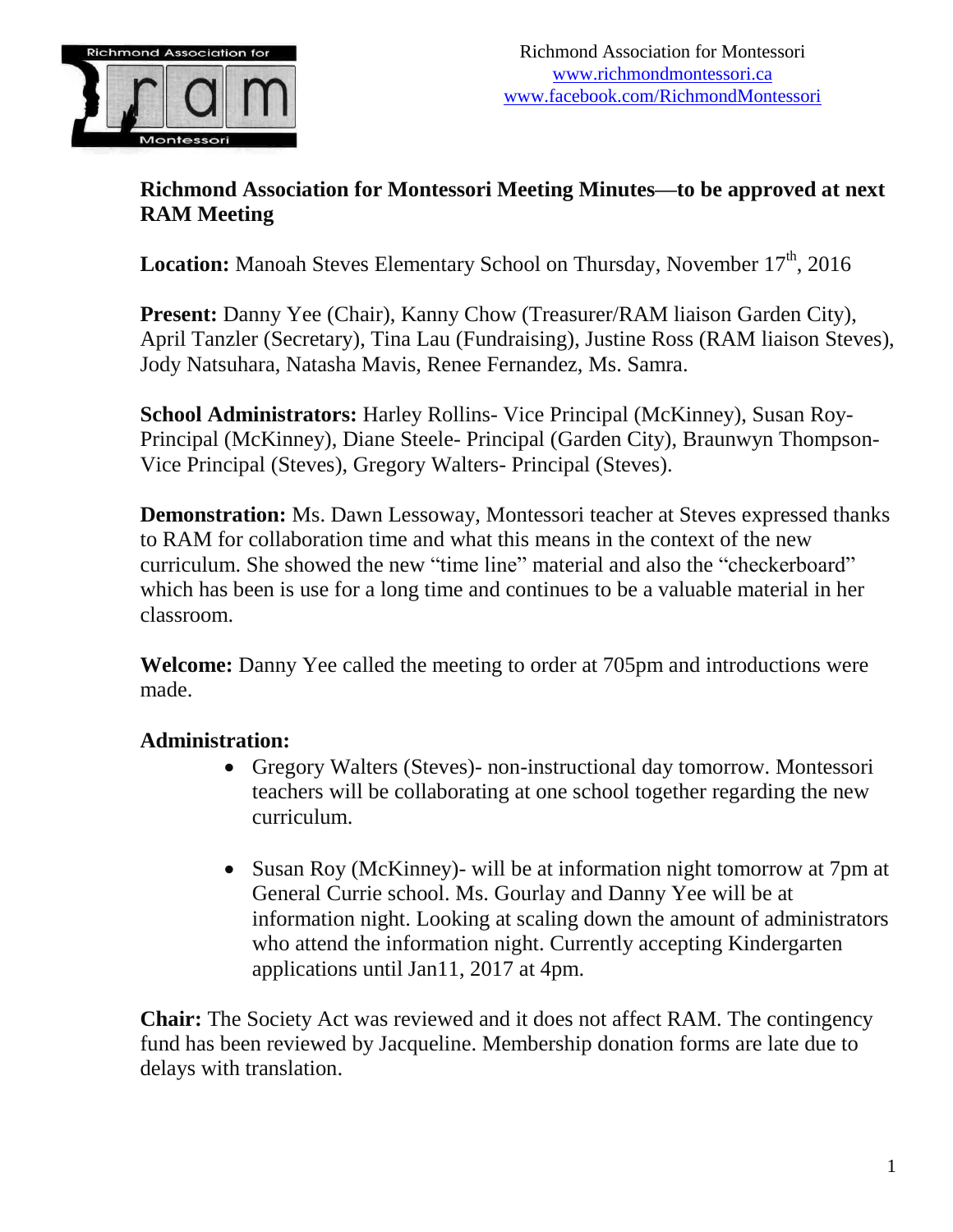Richmond Association for Montessori
www.richmondmontessori.ca
www.facebook.com/RichmondMontessori

**Richmond Association for Montessori Meeting Minutes—to be approved at next RAM Meeting**

**Location:** Manoah Steves Elementary School on Thursday, November 17th, 2016

**Present:** Danny Yee (Chair), Kanny Chow (Treasurer/RAM liaison Garden City), April Tanzler (Secretary), Tina Lau (Fundraising), Justine Ross (RAM liaison Steves), Jody Natsuhara, Natasha Mavis, Renee Fernandez, Ms. Samra.

**School Administrators:** Harley Rollins- Vice Principal (McKinney), Susan Roy- Principal (McKinney), Diane Steele- Principal (Garden City), Braunwyn Thompson- Vice Principal (Steves), Gregory Walters- Principal (Steves).

**Demonstration:** Ms. Dawn Lessoway, Montessori teacher at Steves expressed thanks to RAM for collaboration time and what this means in the context of the new curriculum. She showed the new "time line" material and also the "checkerboard" which has been is use for a long time and continues to be a valuable material in her classroom.

**Welcome:** Danny Yee called the meeting to order at 705pm and introductions were made.

**Administration:**

- Gregory Walters (Steves)- non-instructional day tomorrow. Montessori teachers will be collaborating at one school together regarding the new curriculum.
- Susan Roy (McKinney)- will be at information night tomorrow at 7pm at General Currie school. Ms. Gourlay and Danny Yee will be at information night. Looking at scaling down the amount of administrators who attend the information night. Currently accepting Kindergarten applications until Jan11, 2017 at 4pm.

**Chair:** The Society Act was reviewed and it does not affect RAM. The contingency fund has been reviewed by Jacqueline. Membership donation forms are late due to delays with translation.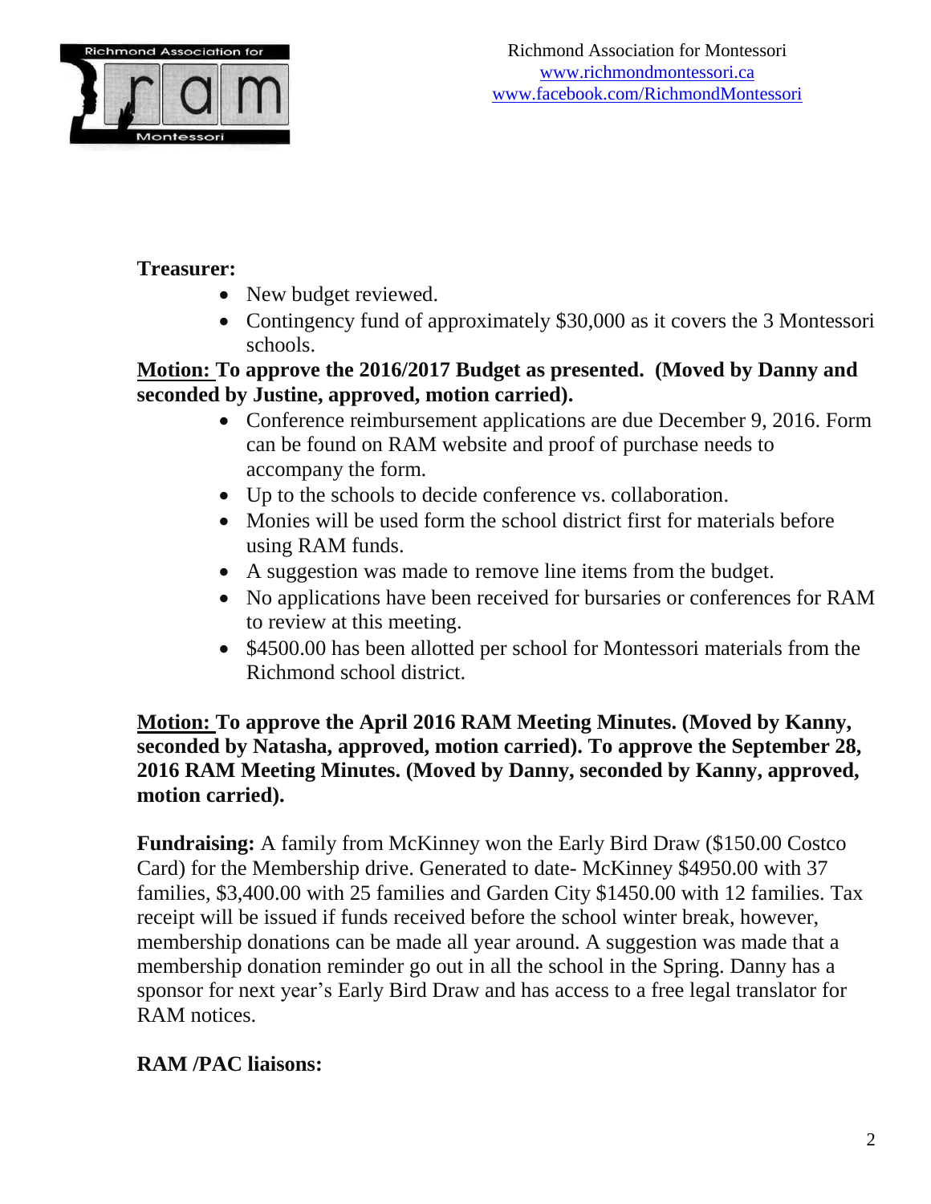**Treasurer:**

- New budget reviewed.
- Contingency fund of approximately $30,000 as it covers the 3 Montessori schools.

**Motion: To approve the 2016/2017 Budget as presented. (Moved by Danny and seconded by Justine, approved, motion carried).**

- Conference reimbursement applications are due December 9, 2016. Form can be found on RAM website and proof of purchase needs to accompany the form.
- Up to the schools to decide conference vs. collaboration.
- Monies will be used form the school district first for materials before using RAM funds.
- A suggestion was made to remove line items from the budget.
- No applications have been received for bursaries or conferences for RAM to review at this meeting.
- $4500.00 has been allotted per school for Montessori materials from the Richmond school district.

**Motion: To approve the April 2016 RAM Meeting Minutes. (Moved by Kanny, seconded by Natasha, approved, motion carried). To approve the September 28, 2016 RAM Meeting Minutes. (Moved by Danny, seconded by Kanny, approved, motion carried).**

**Fundraising:** A family from McKinney won the Early Bird Draw ($150.00 Costco Card) for the Membership drive. Generated to date- McKinney $4950.00 with 37 families, $3,400.00 with 25 families and Garden City $1450.00 with 12 families. Tax receipt will be issued if funds received before the school winter break, however, membership donations can be made all year around. A suggestion was made that a membership donation reminder go out in all the school in the Spring. Danny has a sponsor for next year's Early Bird Draw and has access to a free legal translator for RAM notices.

**RAM /PAC liaisons:**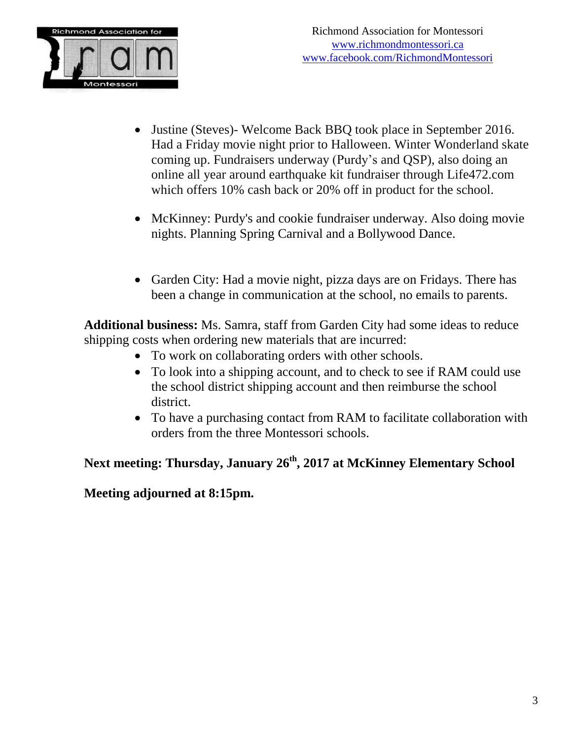- Justine (Steves)- Welcome Back BBQ took place in September 2016. Had a Friday movie night prior to Halloween. Winter Wonderland skate coming up. Fundraisers underway (Purdy's and QSP), also doing an online all year around earthquake kit fundraiser through Life472.com which offers 10% cash back or 20% off in product for the school.

- McKinney: Purdy's and cookie fundraiser underway. Also doing movie nights. Planning Spring Carnival and a Bollywood Dance.

- Garden City: Had a movie night, pizza days are on Fridays. There has been a change in communication at the school, no emails to parents.

**Additional business:** Ms. Samra, staff from Garden City had some ideas to reduce shipping costs when ordering new materials that are incurred:

- To work on collaborating orders with other schools.
- To look into a shipping account, and to check to see if RAM could use the school district shipping account and then reimburse the school district.
- To have a purchasing contact from RAM to facilitate collaboration with orders from the three Montessori schools.

**Next meeting: Thursday, January 26th, 2017 at McKinney Elementary School**

**Meeting adjourned at 8:15pm.**